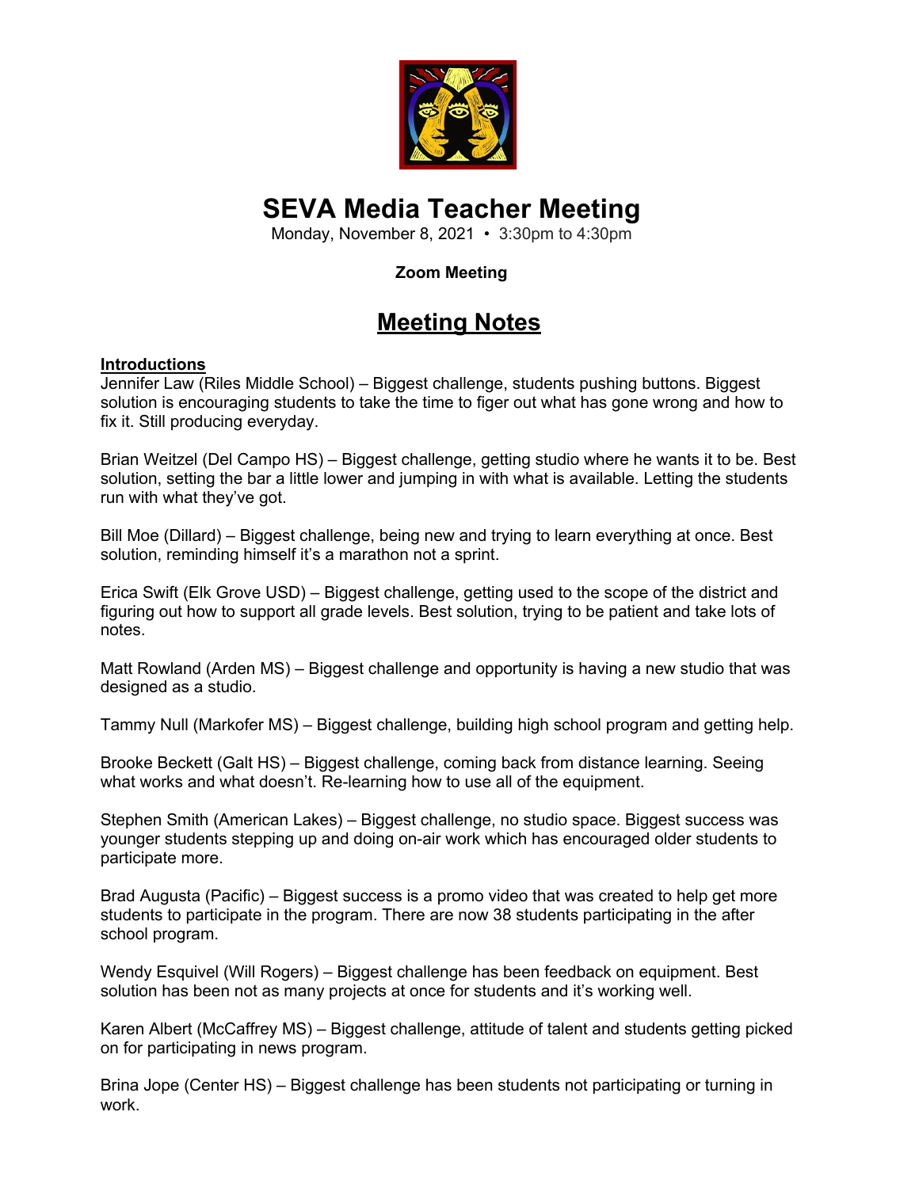# SEVA Media Teacher Meeting

Monday, November 8, 2021 • 3:30pm to 4:30pm

**Zoom Meeting**

## Meeting Notes

### Introductions

Jennifer Law (Riles Middle School) – Biggest challenge, students pushing buttons. Biggest solution is encouraging students to take the time to figer out what has gone wrong and how to fix it. Still producing everyday.

Brian Weitzel (Del Campo HS) – Biggest challenge, getting studio where he wants it to be. Best solution, setting the bar a little lower and jumping in with what is available. Letting the students run with what they've got.

Bill Moe (Dillard) – Biggest challenge, being new and trying to learn everything at once. Best solution, reminding himself it's a marathon not a sprint.

Erica Swift (Elk Grove USD) – Biggest challenge, getting used to the scope of the district and figuring out how to support all grade levels. Best solution, trying to be patient and take lots of notes.

Matt Rowland (Arden MS) – Biggest challenge and opportunity is having a new studio that was designed as a studio.

Tammy Null (Markofer MS) – Biggest challenge, building high school program and getting help.

Brooke Beckett (Galt HS) – Biggest challenge, coming back from distance learning. Seeing what works and what doesn't. Re-learning how to use all of the equipment.

Stephen Smith (American Lakes) – Biggest challenge, no studio space. Biggest success was younger students stepping up and doing on-air work which has encouraged older students to participate more.

Brad Augusta (Pacific) – Biggest success is a promo video that was created to help get more students to participate in the program. There are now 38 students participating in the after school program.

Wendy Esquivel (Will Rogers) – Biggest challenge has been feedback on equipment. Best solution has been not as many projects at once for students and it's working well.

Karen Albert (McCaffrey MS) – Biggest challenge, attitude of talent and students getting picked on for participating in news program.

Brina Jope (Center HS) – Biggest challenge has been students not participating or turning in work.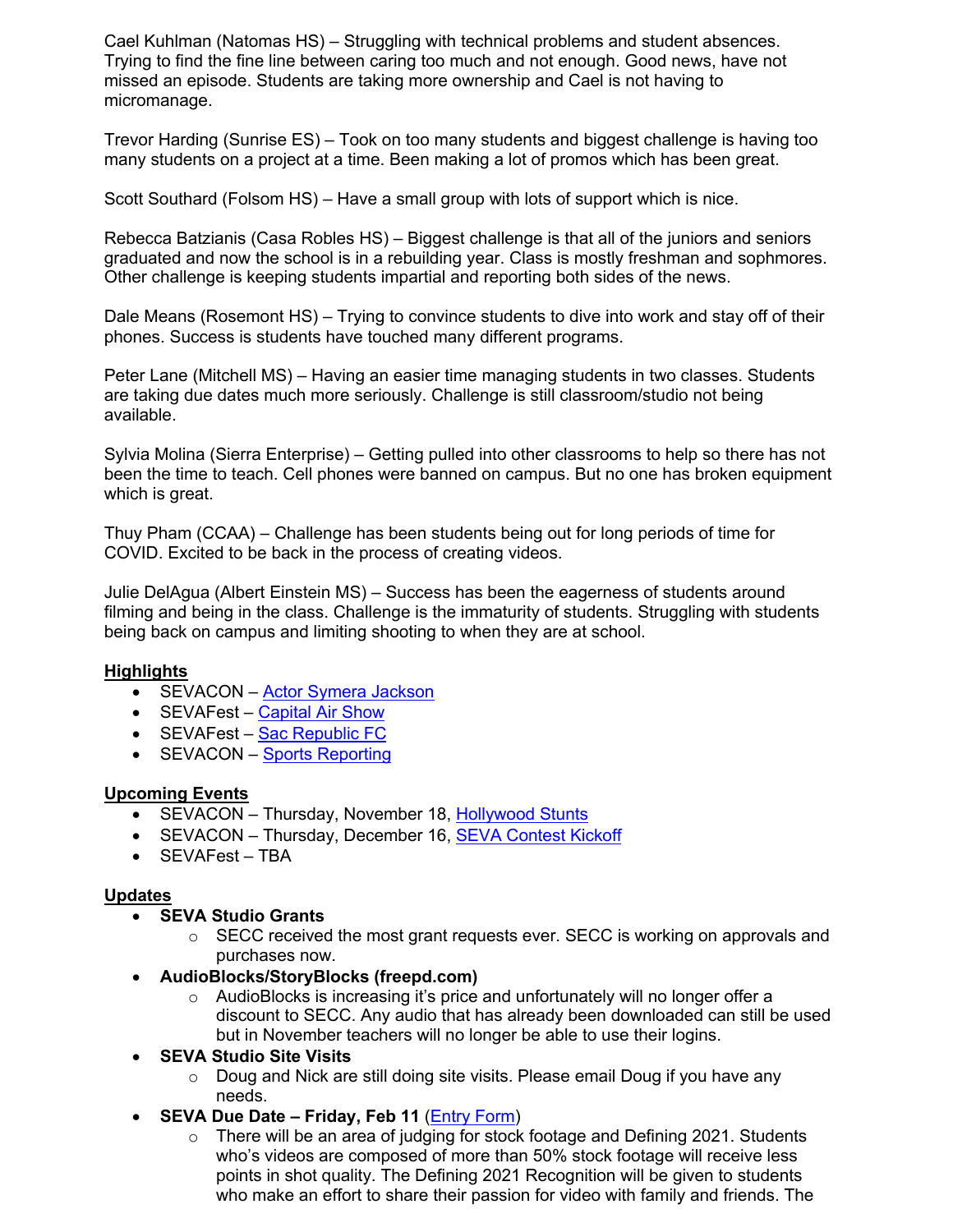Cael Kuhlman (Natomas HS) – Struggling with technical problems and student absences. Trying to find the fine line between caring too much and not enough. Good news, have not missed an episode. Students are taking more ownership and Cael is not having to micromanage.

Trevor Harding (Sunrise ES) – Took on too many students and biggest challenge is having too many students on a project at a time. Been making a lot of promos which has been great.

Scott Southard (Folsom HS) – Have a small group with lots of support which is nice.

Rebecca Batzianis (Casa Robles HS) – Biggest challenge is that all of the juniors and seniors graduated and now the school is in a rebuilding year. Class is mostly freshman and sophmores. Other challenge is keeping students impartial and reporting both sides of the news.

Dale Means (Rosemont HS) – Trying to convince students to dive into work and stay off of their phones. Success is students have touched many different programs.

Peter Lane (Mitchell MS) – Having an easier time managing students in two classes. Students are taking due dates much more seriously. Challenge is still classroom/studio not being available.

Sylvia Molina (Sierra Enterprise) – Getting pulled into other classrooms to help so there has not been the time to teach. Cell phones were banned on campus. But no one has broken equipment which is great.

Thuy Pham (CCAA) – Challenge has been students being out for long periods of time for COVID. Excited to be back in the process of creating videos.

Julie DelAgua (Albert Einstein MS) – Success has been the eagerness of students around filming and being in the class. Challenge is the immaturity of students. Struggling with students being back on campus and limiting shooting to when they are at school.

## Highlights

- SEVACON – Actor Symera Jackson
- SEVAFest – Capital Air Show
- SEVAFest – Sac Republic FC
- SEVACON – Sports Reporting

## Upcoming Events

- SEVACON – Thursday, November 18, Hollywood Stunts
- SEVACON – Thursday, December 16, SEVA Contest Kickoff
- SEVAFest – TBA

## Updates

- **SEVA Studio Grants**
  - SECC received the most grant requests ever. SECC is working on approvals and purchases now.
- **AudioBlocks/StoryBlocks (freepd.com)**
  - AudioBlocks is increasing it's price and unfortunately will no longer offer a discount to SECC. Any audio that has already been downloaded can still be used but in November teachers will no longer be able to use their logins.
- **SEVA Studio Site Visits**
  - Doug and Nick are still doing site visits. Please email Doug if you have any needs.
- **SEVA Due Date – Friday, Feb 11** (Entry Form)
  - There will be an area of judging for stock footage and Defining 2021. Students who's videos are composed of more than 50% stock footage will receive less points in shot quality. The Defining 2021 Recognition will be given to students who make an effort to share their passion for video with family and friends. The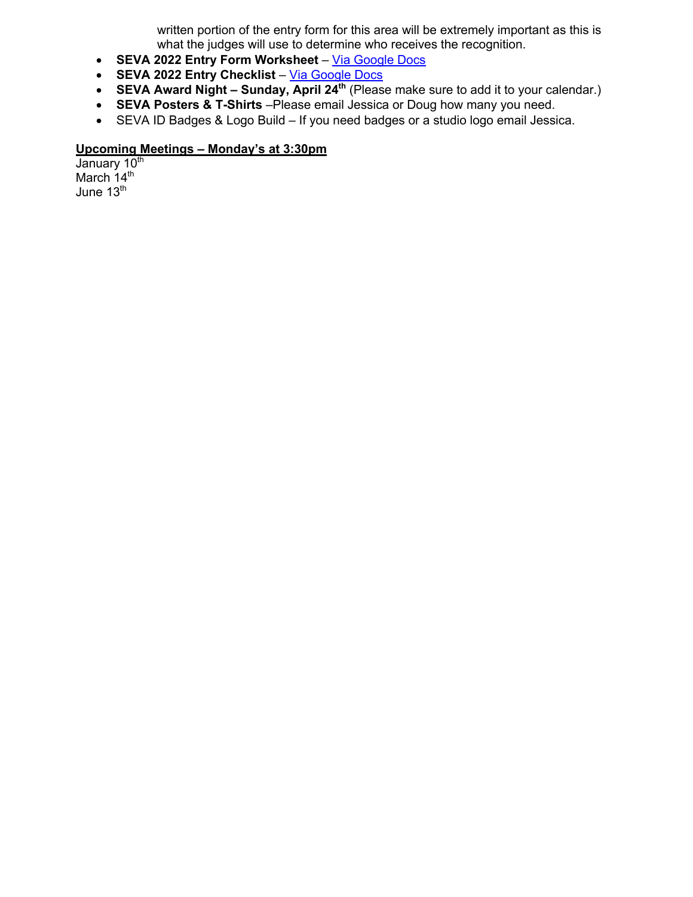written portion of the entry form for this area will be extremely important as this is what the judges will use to determine who receives the recognition.

- **SEVA 2022 Entry Form Worksheet** – Via Google Docs
- **SEVA 2022 Entry Checklist** – Via Google Docs
- **SEVA Award Night – Sunday, April 24th** (Please make sure to add it to your calendar.)
- **SEVA Posters & T-Shirts** –Please email Jessica or Doug how many you need.
- SEVA ID Badges & Logo Build – If you need badges or a studio logo email Jessica.

**Upcoming Meetings – Monday's at 3:30pm**

January 10th
March 14th
June 13th